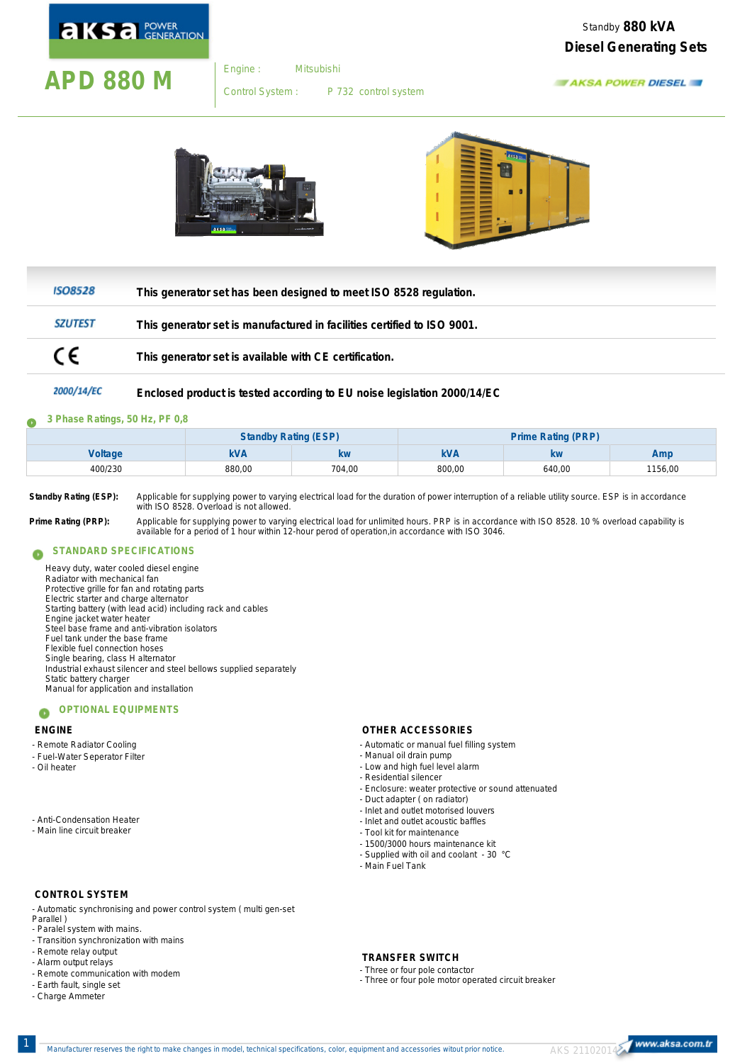# APD 880 M

Engine : Mitsubishi

Control System : P 732 control system

Standby **880 kVA**

**Diesel Generating Sets**

AKSA POWER DIESEL

| | |
|---|---|
| ISO8528 | **This generator set has been designed to meet ISO 8528 regulation.** |
| SZUTEST | **This generator set is manufactured in facilities certified to ISO 9001.** |
| CE | **This generator set is available with CE certification.** |
| 2000/14/EC | **Enclosed product is tested according to EU noise legislation 2000/14/EC** |

## 3 Phase Ratings, 50 Hz, PF 0,8

| | Standby Rating (ESP) | | Prime Rating (PRP) | | |
|---|---|---|---|---|---|
| **Voltage** | **kVA** | **kw** | **kVA** | **kw** | **Amp** |
| 400/230 | 880,00 | 704,00 | 800,00 | 640,00 | 1156,00 |

**Standby Rating (ESP):** Applicable for supplying power to varying electrical load for the duration of power interruption of a reliable utility source. ESP is in accordance with ISO 8528. Overload is not allowed.

**Prime Rating (PRP):** Applicable for supplying power to varying electrical load for unlimited hours. PRP is in accordance with ISO 8528. 10 % overload capability is available for a period of 1 hour within 12-hour perod of operation,in accordance with ISO 3046.

## STANDARD SPECIFICATIONS

Heavy duty, water cooled diesel engine
Radiator with mechanical fan
Protective grille for fan and rotating parts
Electric starter and charge alternator
Starting battery (with lead acid) including rack and cables
Engine jacket water heater
Steel base frame and anti-vibration isolators
Fuel tank under the base frame
Flexible fuel connection hoses
Single bearing, class H alternator
Industrial exhaust silencer and steel bellows supplied separately
Static battery charger
Manual for application and installation

## OPTIONAL EQUIPMENTS

### ENGINE

- Remote Radiator Cooling
- Fuel-Water Seperator Filter
- Oil heater

- Anti-Condensation Heater
- Main line circuit breaker

### CONTROL SYSTEM

- Automatic synchronising and power control system ( multi gen-set Parallel )
- Paralel system with mains.
- Transition synchronization with mains
- Remote relay output
- Alarm output relays
- Remote communication with modem
- Earth fault, single set
- Charge Ammeter

### OTHER ACCESSORIES

- Automatic or manual fuel filling system
- Manual oil drain pump
- Low and high fuel level alarm
- Residential silencer
- Enclosure: weater protective or sound attenuated
- Duct adapter ( on radiator)
- Inlet and outlet motorised louvers
- Inlet and outlet acoustic baffles
- Tool kit for maintenance
- 1500/3000 hours maintenance kit
- Supplied with oil and coolant - 30 °C
- Main Fuel Tank

### TRANSFER SWITCH

- Three or four pole contactor
- Three or four pole motor operated circuit breaker

Manufacturer reserves the right to make changes in model, technical specifications, color, equipment and accessories witout prior notice.

AKS 21102014

www.aksa.com.tr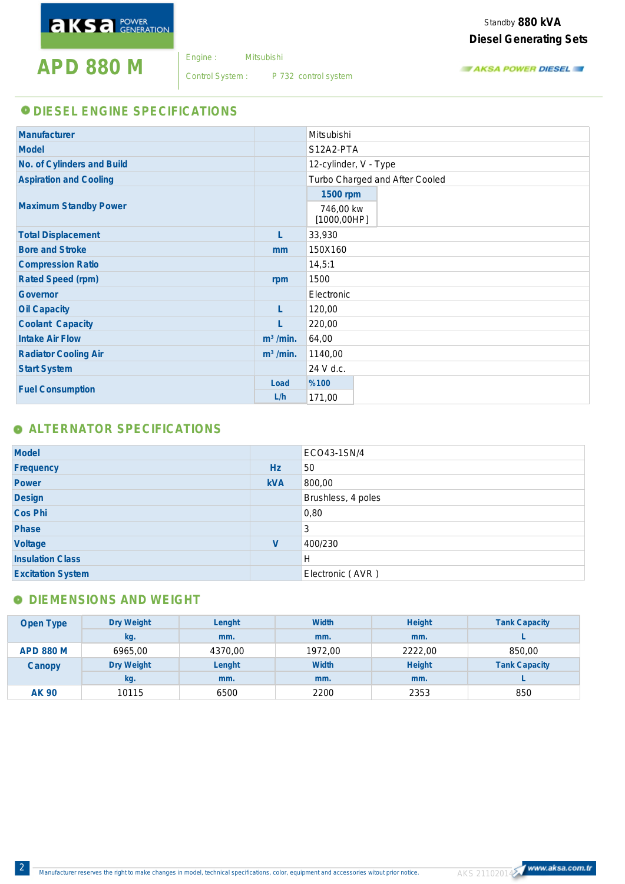# APD 880 M

Engine : Mitsubishi

Control System : P 732 control system

Standby **880 kVA**

**Diesel Generating Sets**

AKSA POWER DIESEL

## DIESEL ENGINE SPECIFICATIONS

| | | |
|---|---|---|
| Manufacturer | | Mitsubishi |
| Model | | S12A2-PTA |
| No. of Cylinders and Build | | 12-cylinder, V - Type |
| Aspiration and Cooling | | Turbo Charged and After Cooled |
| Maximum Standby Power | | 1500 rpm: 746,00 kw [1000,00HP] |
| Total Displacement | L | 33,930 |
| Bore and Stroke | mm | 150X160 |
| Compression Ratio | | 14,5:1 |
| Rated Speed (rpm) | rpm | 1500 |
| Governor | | Electronic |
| Oil Capacity | L | 120,00 |
| Coolant Capacity | L | 220,00 |
| Intake Air Flow | $m^3$ /min. | 64,00 |
| Radiator Cooling Air | $m^3$ /min. | 1140,00 |
| Start System | | 24 V d.c. |
| Fuel Consumption | Load | %100 |
| | L/h | 171,00 |

## ALTERNATOR SPECIFICATIONS

| | | |
|---|---|---|
| Model | | ECO43-1SN/4 |
| Frequency | Hz | 50 |
| Power | kVA | 800,00 |
| Design | | Brushless, 4 poles |
| Cos Phi | | 0,80 |
| Phase | | 3 |
| Voltage | V | 400/230 |
| Insulation Class | | H |
| Excitation System | | Electronic ( AVR ) |

## DIEMENSIONS AND WEIGHT

| Open Type | Dry Weight | Lenght | Width | Height | Tank Capacity |
|---|---|---|---|---|---|
| | kg. | mm. | mm. | mm. | L |
| APD 880 M | 6965,00 | 4370,00 | 1972,00 | 2222,00 | 850,00 |
| Canopy | Dry Weight | Lenght | Width | Height | Tank Capacity |
| | kg. | mm. | mm. | mm. | L |
| AK 90 | 10115 | 6500 | 2200 | 2353 | 850 |

Manufacturer reserves the right to make changes in model, technical specifications, color, equipment and accessories witout prior notice.

AKS 21102014

www.aksa.com.tr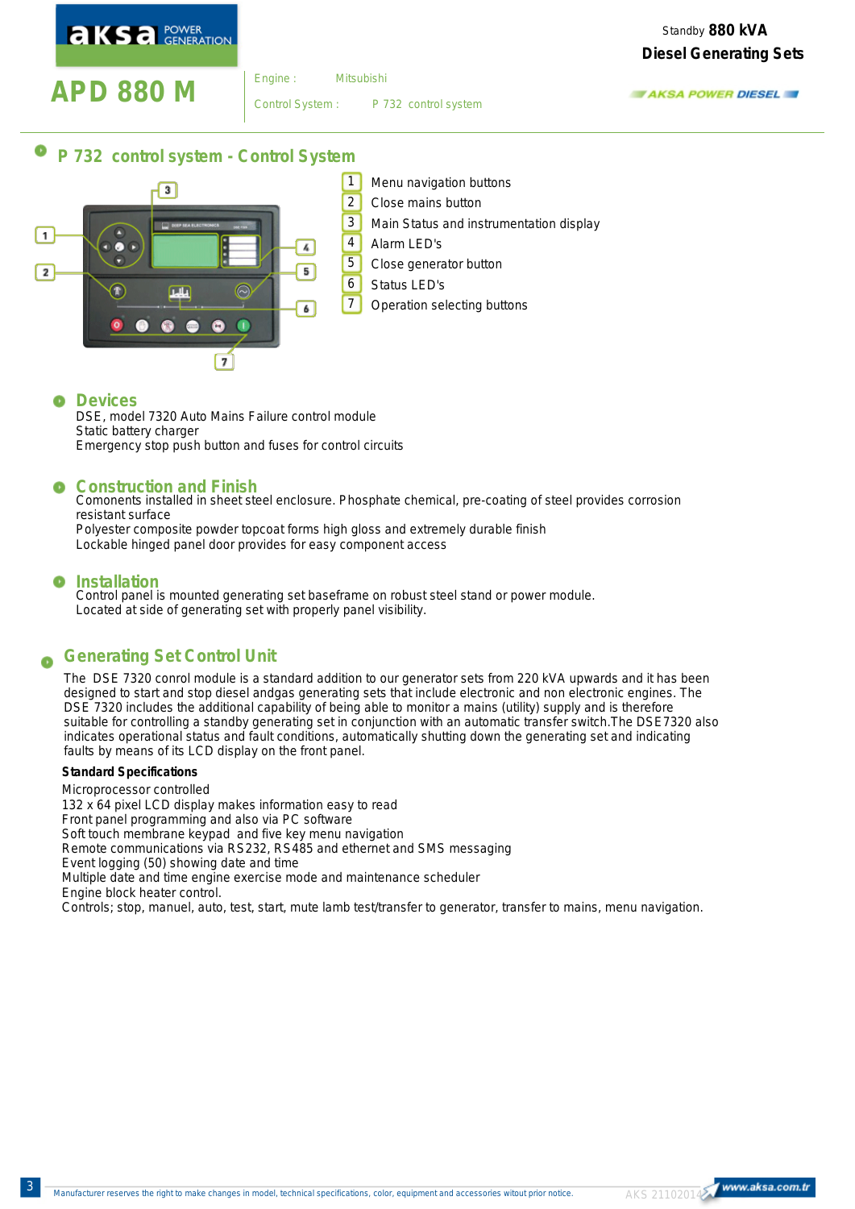Standby **880 kVA**

**Diesel Generating Sets**

# APD 880 M

Engine : Mitsubishi

Control System : P 732 control system

## P 732 control system - Control System

1. Menu navigation buttons
2. Close mains button
3. Main Status and instrumentation display
4. Alarm LED's
5. Close generator button
6. Status LED's
7. Operation selecting buttons

## Devices

DSE, model 7320 Auto Mains Failure control module
Static battery charger
Emergency stop push button and fuses for control circuits

## Construction and Finish

Comonents installed in sheet steel enclosure. Phosphate chemical, pre-coating of steel provides corrosion resistant surface
Polyester composite powder topcoat forms high gloss and extremely durable finish
Lockable hinged panel door provides for easy component access

## Installation

Control panel is mounted generating set baseframe on robust steel stand or power module.
Located at side of generating set with properly panel visibility.

## Generating Set Control Unit

The DSE 7320 conrol module is a standard addition to our generator sets from 220 kVA upwards and it has been designed to start and stop diesel andgas generating sets that include electronic and non electronic engines. The DSE 7320 includes the additional capability of being able to monitor a mains (utility) supply and is therefore suitable for controlling a standby generating set in conjunction with an automatic transfer switch.The DSE7320 also indicates operational status and fault conditions, automatically shutting down the generating set and indicating faults by means of its LCD display on the front panel.

**Standard Specifications**

Microprocessor controlled
132 x 64 pixel LCD display makes information easy to read
Front panel programming and also via PC software
Soft touch membrane keypad and five key menu navigation
Remote communications via RS232, RS485 and ethernet and SMS messaging
Event logging (50) showing date and time
Multiple date and time engine exercise mode and maintenance scheduler
Engine block heater control.
Controls; stop, manuel, auto, test, start, mute lamb test/transfer to generator, transfer to mains, menu navigation.

Manufacturer reserves the right to make changes in model, technical specifications, color, equipment and accessories witout prior notice.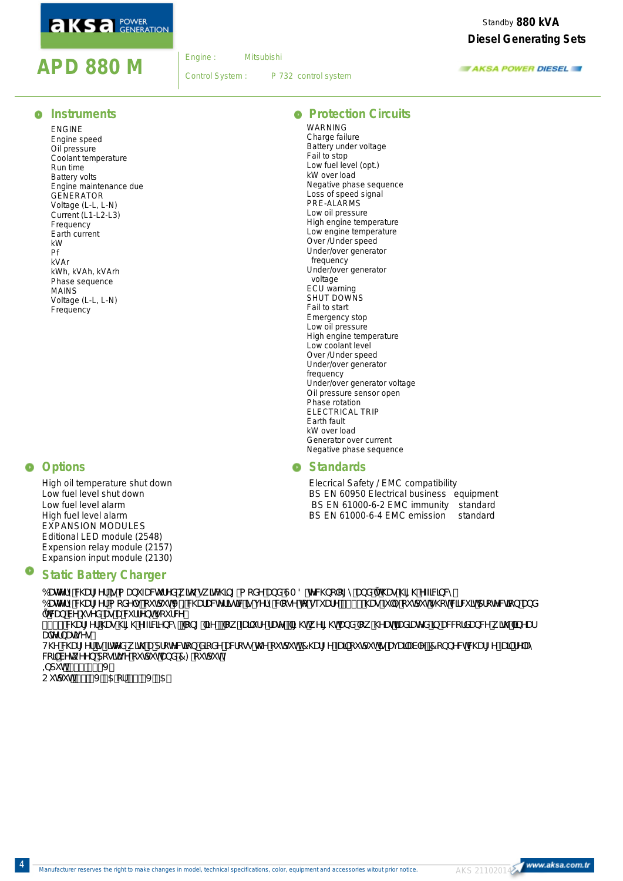# APD 880 M

Standby **880 kVA**

**Diesel Generating Sets**

Engine : Mitsubishi

Control System : P 732 control system

## Instruments

ENGINE
Engine speed
Oil pressure
Coolant temperature
Run time
Battery volts
Engine maintenance due
GENERATOR
Voltage (L-L, L-N)
Current (L1-L2-L3)
Frequency
Earth current
kW
Pf
kVAr
kWh, kVAh, kVArh
Phase sequence
MAINS
Voltage (L-L, L-N)
Frequency

## Protection Circuits

WARNING
Charge failure
Battery under voltage
Fail to stop
Low fuel level (opt.)
kW over load
Negative phase sequence
Loss of speed signal
PRE-ALARMS
Low oil pressure
High engine temperature
Low engine temperature
Over /Under speed
Under/over generator frequency
Under/over generator voltage
ECU warning
SHUT DOWNS
Fail to start
Emergency stop
Low oil pressure
High engine temperature
Low coolant level
Over /Under speed
Under/over generator frequency
Under/over generator voltage
Oil pressure sensor open
Phase rotation
ELECTRICAL TRIP
Earth fault
kW over load
Generator over current
Negative phase sequence

## Options

High oil temperature shut down
Low fuel level shut down
Low fuel level alarm
High fuel level alarm
EXPANSION MODULES
Editional LED module (2548)
Expension relay module (2157)
Expansion input module (2130)

## Standards

Elecrical Safety / EMC compatibility
BS EN 60950 Electrical business equipment
BS EN 61000-6-2 EMC immunity standard
BS EN 61000-6-4 EMC emission standard

## Static Battery Charger

Battery charger is manufactured with switching mode and SMD technology and it has high efficiency.
Battery charger models output V characteristics gives close to square … has a full output short circuit protection and it can be used as a current source.
… charger has high efficiency, long line …, low failure rate, light weight and low heat dissipation according with linear alternatives.
The charger is fitted with a protection diode across the output. Charge fail output is available. Connect charge fail relay coil between positive output and CF output.
Input … V
Output … V … A or … V … A

Manufacturer reserves the right to make changes in model, technical specifications, color, equipment and accessories witout prior notice.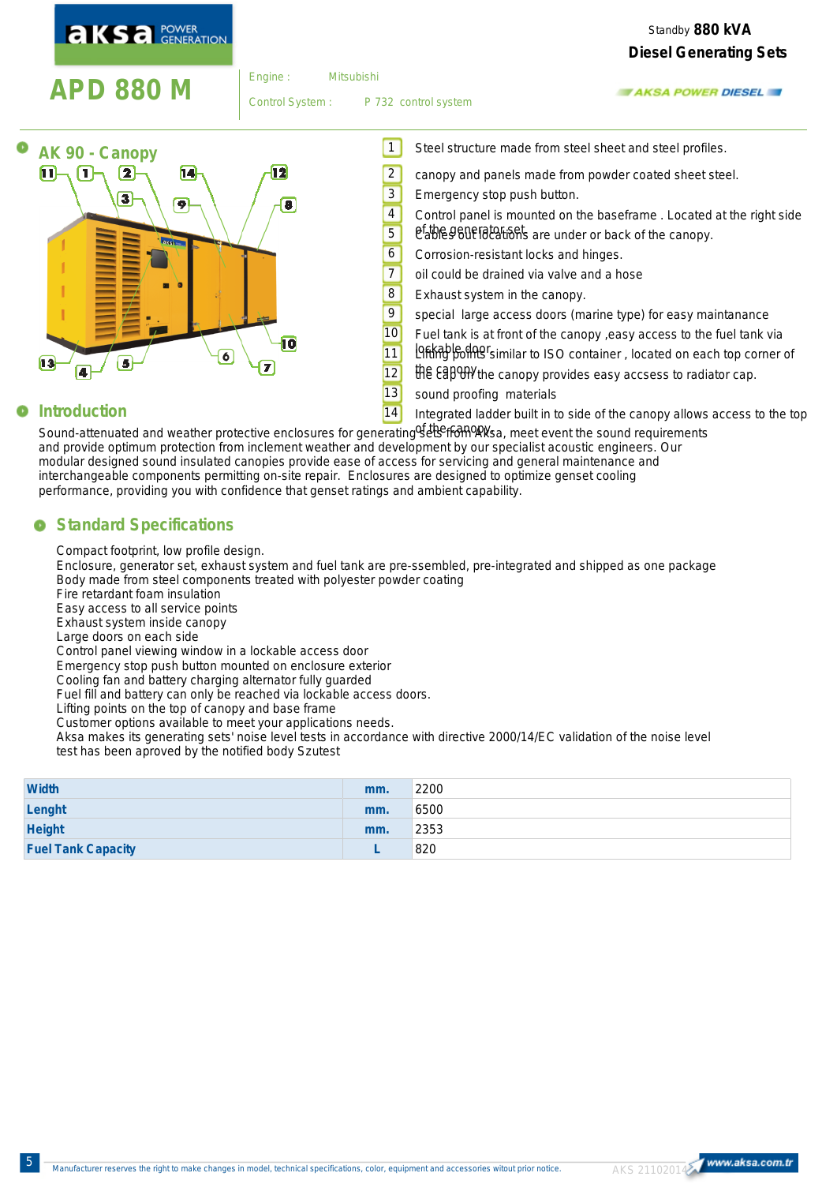**APD 880 M**

Standby **880 kVA**
**Diesel Generating Sets**

Engine : Mitsubishi

Control System : P 732 control system

## AK 90 - Canopy

1. Steel structure made from steel sheet and steel profiles.
2. canopy and panels made from powder coated sheet steel.
3. Emergency stop push button.
4. Control panel is mounted on the baseframe . Located at the right side of the generator set.
5. Cables out locations are under or back of the canopy.
6. Corrosion-resistant locks and hinges.
7. oil could be drained via valve and a hose
8. Exhaust system in the canopy.
9. special large access doors (marine type) for easy maintanance
10. Fuel tank is at front of the canopy ,easy access to the fuel tank via lockable door.
11. Lifting points similar to ISO container , located on each top corner of the canopy.
12. the cap on the canopy provides easy accsess to radiator cap.
13. sound proofing materials
14. Integrated ladder built in to side of the canopy allows access to the top of the canopy.

## Introduction

Sound-attenuated and weather protective enclosures for generating sets from Aksa, meet event the sound requirements and provide optimum protection from inclement weather and development by our specialist acoustic engineers. Our modular designed sound insulated canopies provide ease of access for servicing and general maintenance and interchangeable components permitting on-site repair. Enclosures are designed to optimize genset cooling performance, providing you with confidence that genset ratings and ambient capability.

## Standard Specifications

Compact footprint, low profile design.
Enclosure, generator set, exhaust system and fuel tank are pre-ssembled, pre-integrated and shipped as one package
Body made from steel components treated with polyester powder coating
Fire retardant foam insulation
Easy access to all service points
Exhaust system inside canopy
Large doors on each side
Control panel viewing window in a lockable access door
Emergency stop push button mounted on enclosure exterior
Cooling fan and battery charging alternator fully guarded
Fuel fill and battery can only be reached via lockable access doors.
Lifting points on the top of canopy and base frame
Customer options available to meet your applications needs.
Aksa makes its generating sets' noise level tests in accordance with directive 2000/14/EC validation of the noise level test has been aproved by the notified body Szutest

| | | |
|---|---|---|
| **Width** | **mm.** | 2200 |
| **Lenght** | **mm.** | 6500 |
| **Height** | **mm.** | 2353 |
| **Fuel Tank Capacity** | **L** | 820 |

Manufacturer reserves the right to make changes in model, technical specifications, color, equipment and accessories witout prior notice.

AKS 21102014

www.aksa.com.tr